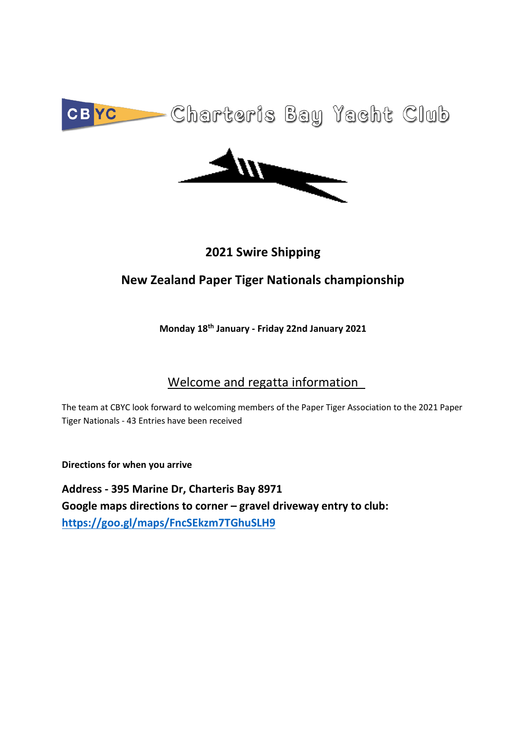CBYC Charteris Bay Yacht Club

# 2021 Swire Shipping

# New Zealand Paper Tiger Nationals championship

**Monday 18th January - Friday 22nd January 2021**

## Welcome and regatta information

The team at CBYC look forward to welcoming members of the Paper Tiger Association to the 2021 Paper Tiger Nationals - 43 Entries have been received

**Directions for when you arrive**

**Address - 395 Marine Dr, Charteris Bay 8971**
**Google maps directions to corner – gravel driveway entry to club:**
**https://goo.gl/maps/FncSEkzm7TGhuSLH9**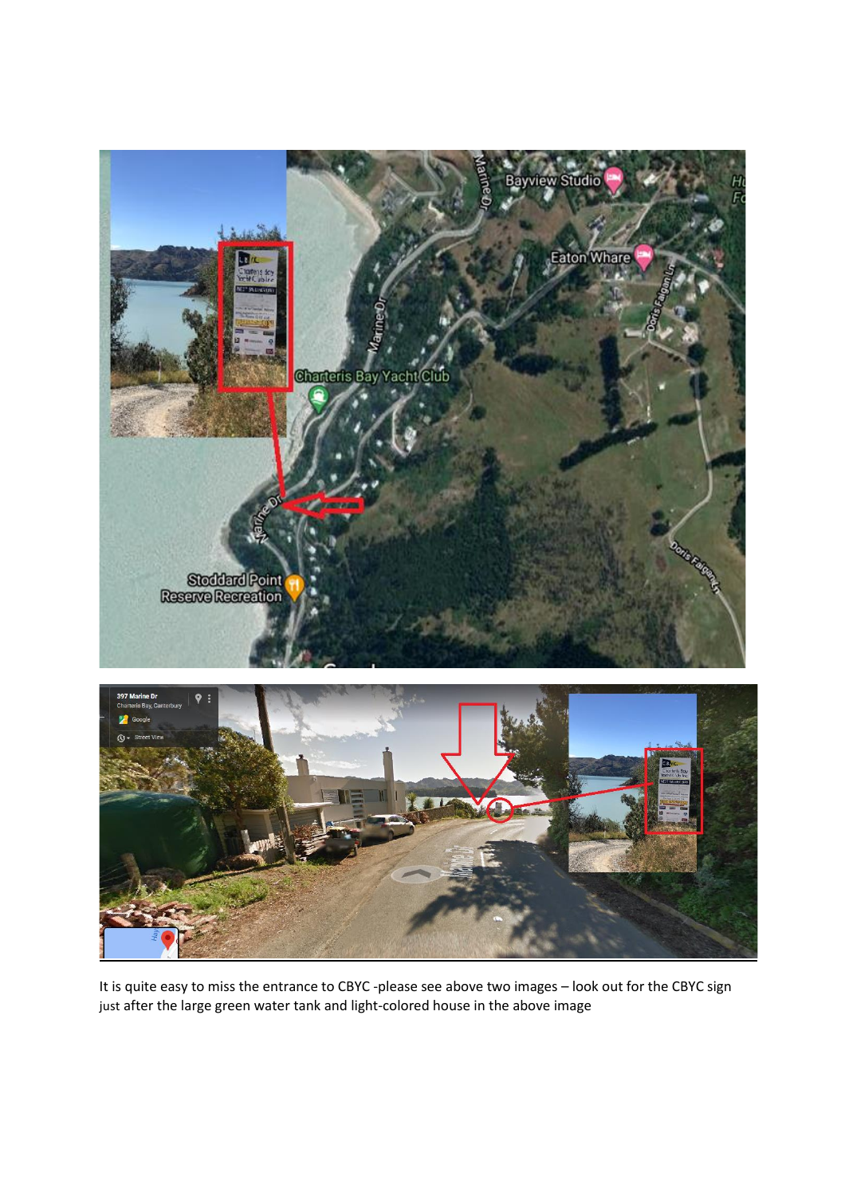It is quite easy to miss the entrance to CBYC -please see above two images – look out for the CBYC sign just after the large green water tank and light-colored house in the above image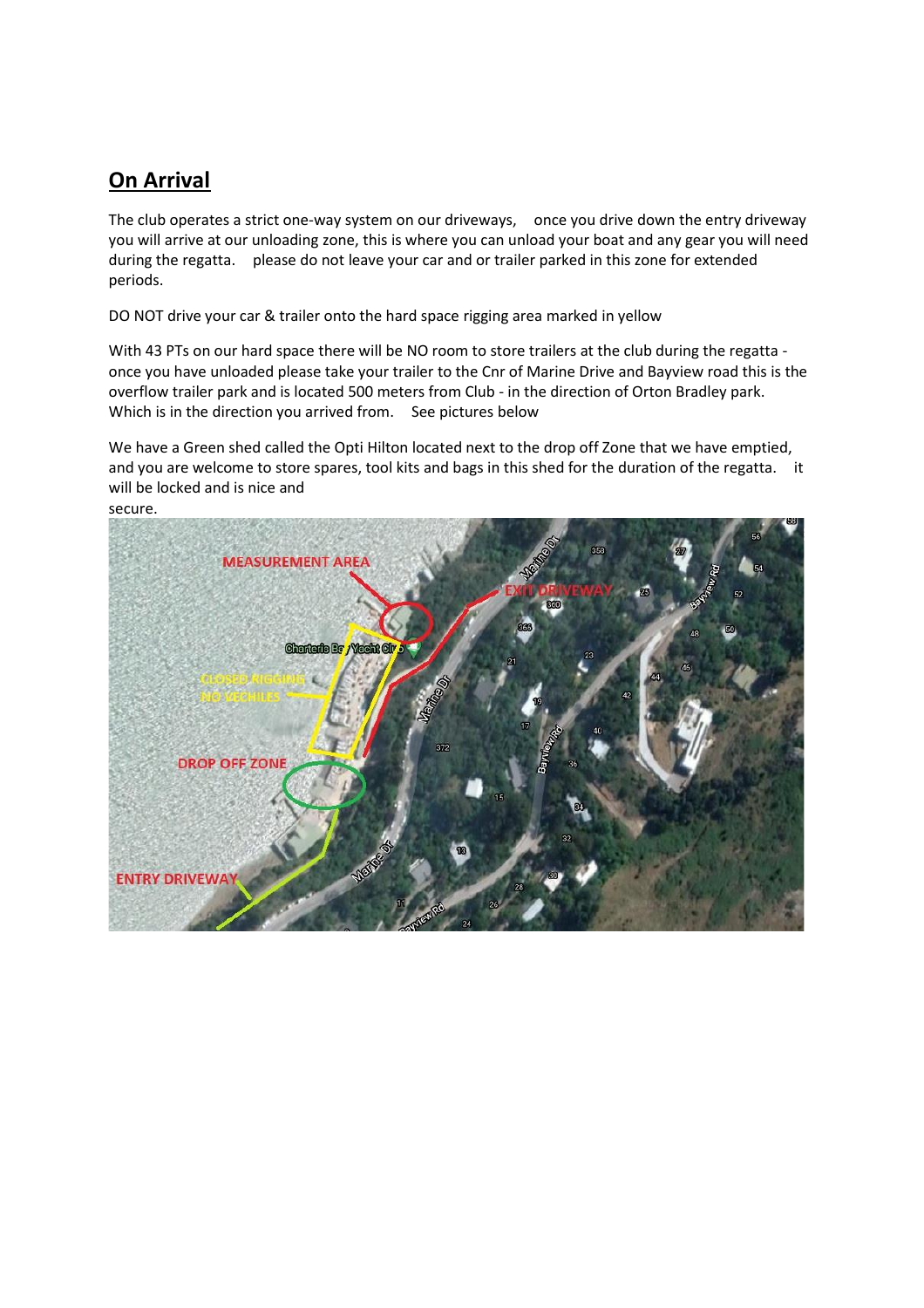## On Arrival

The club operates a strict one-way system on our driveways, once you drive down the entry driveway you will arrive at our unloading zone, this is where you can unload your boat and any gear you will need during the regatta. please do not leave your car and or trailer parked in this zone for extended periods.

DO NOT drive your car & trailer onto the hard space rigging area marked in yellow

With 43 PTs on our hard space there will be NO room to store trailers at the club during the regatta - once you have unloaded please take your trailer to the Cnr of Marine Drive and Bayview road this is the overflow trailer park and is located 500 meters from Club - in the direction of Orton Bradley park. Which is in the direction you arrived from. See pictures below

We have a Green shed called the Opti Hilton located next to the drop off Zone that we have emptied, and you are welcome to store spares, tool kits and bags in this shed for the duration of the regatta. it will be locked and is nice and secure.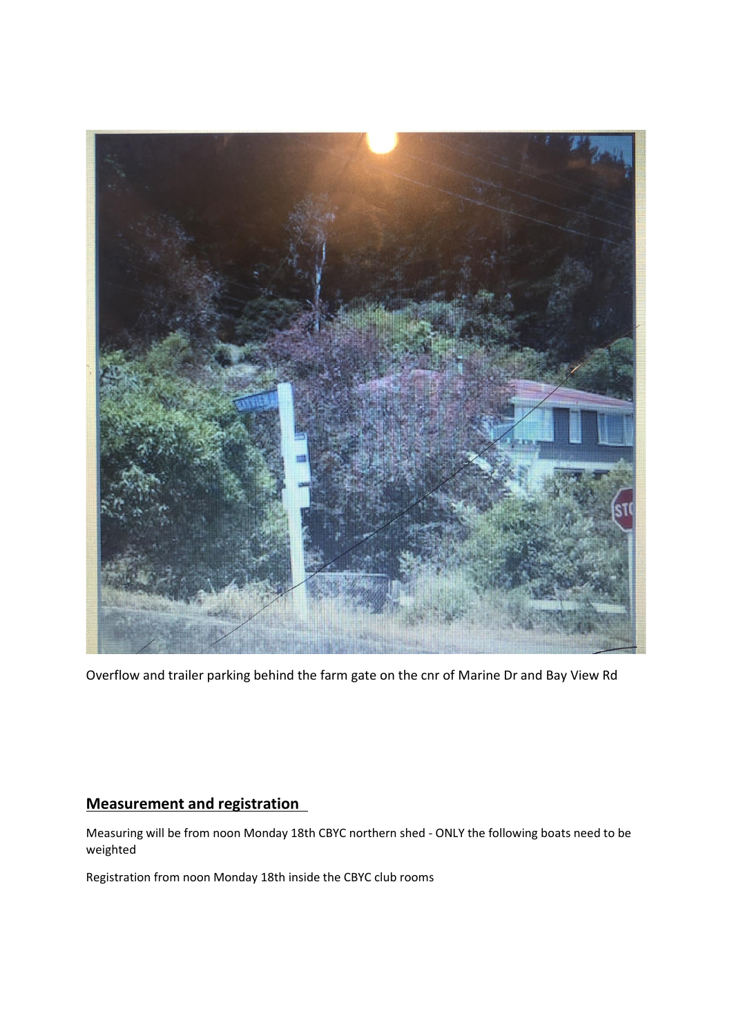Overflow and trailer parking behind the farm gate on the cnr of Marine Dr and Bay View Rd

## Measurement and registration

Measuring will be from noon Monday 18th CBYC northern shed - ONLY the following boats need to be weighted

Registration from noon Monday 18th inside the CBYC club rooms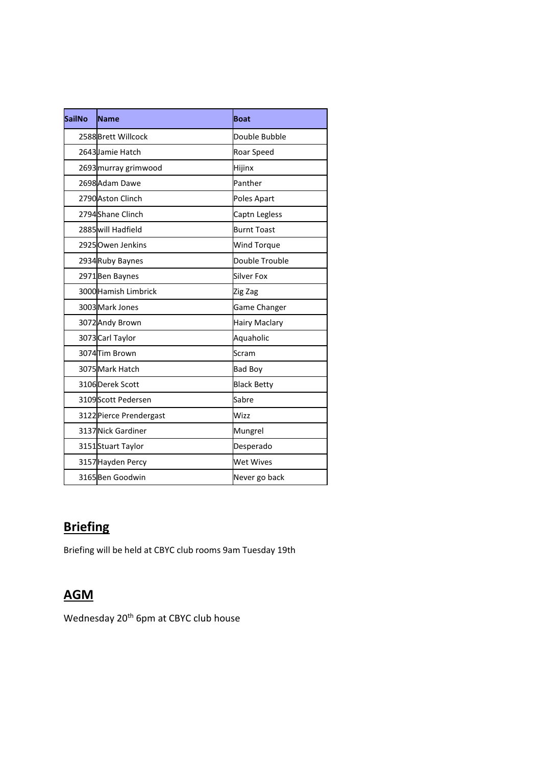| SailNo | Name | Boat |
|---|---|---|
| 2588 | Brett Willcock | Double Bubble |
| 2643 | Jamie Hatch | Roar Speed |
| 2693 | murray grimwood | Hijinx |
| 2698 | Adam Dawe | Panther |
| 2790 | Aston Clinch | Poles Apart |
| 2794 | Shane Clinch | Captn Legless |
| 2885 | will Hadfield | Burnt Toast |
| 2925 | Owen Jenkins | Wind Torque |
| 2934 | Ruby Baynes | Double Trouble |
| 2971 | Ben Baynes | Silver Fox |
| 3000 | Hamish Limbrick | Zig Zag |
| 3003 | Mark Jones | Game Changer |
| 3072 | Andy Brown | Hairy Maclary |
| 3073 | Carl Taylor | Aquaholic |
| 3074 | Tim Brown | Scram |
| 3075 | Mark Hatch | Bad Boy |
| 3106 | Derek Scott | Black Betty |
| 3109 | Scott Pedersen | Sabre |
| 3122 | Pierce Prendergast | Wizz |
| 3137 | Nick Gardiner | Mungrel |
| 3151 | Stuart Taylor | Desperado |
| 3157 | Hayden Percy | Wet Wives |
| 3165 | Ben Goodwin | Never go back |

## Briefing

Briefing will be held at CBYC club rooms 9am Tuesday 19th

## AGM

Wednesday 20th 6pm at CBYC club house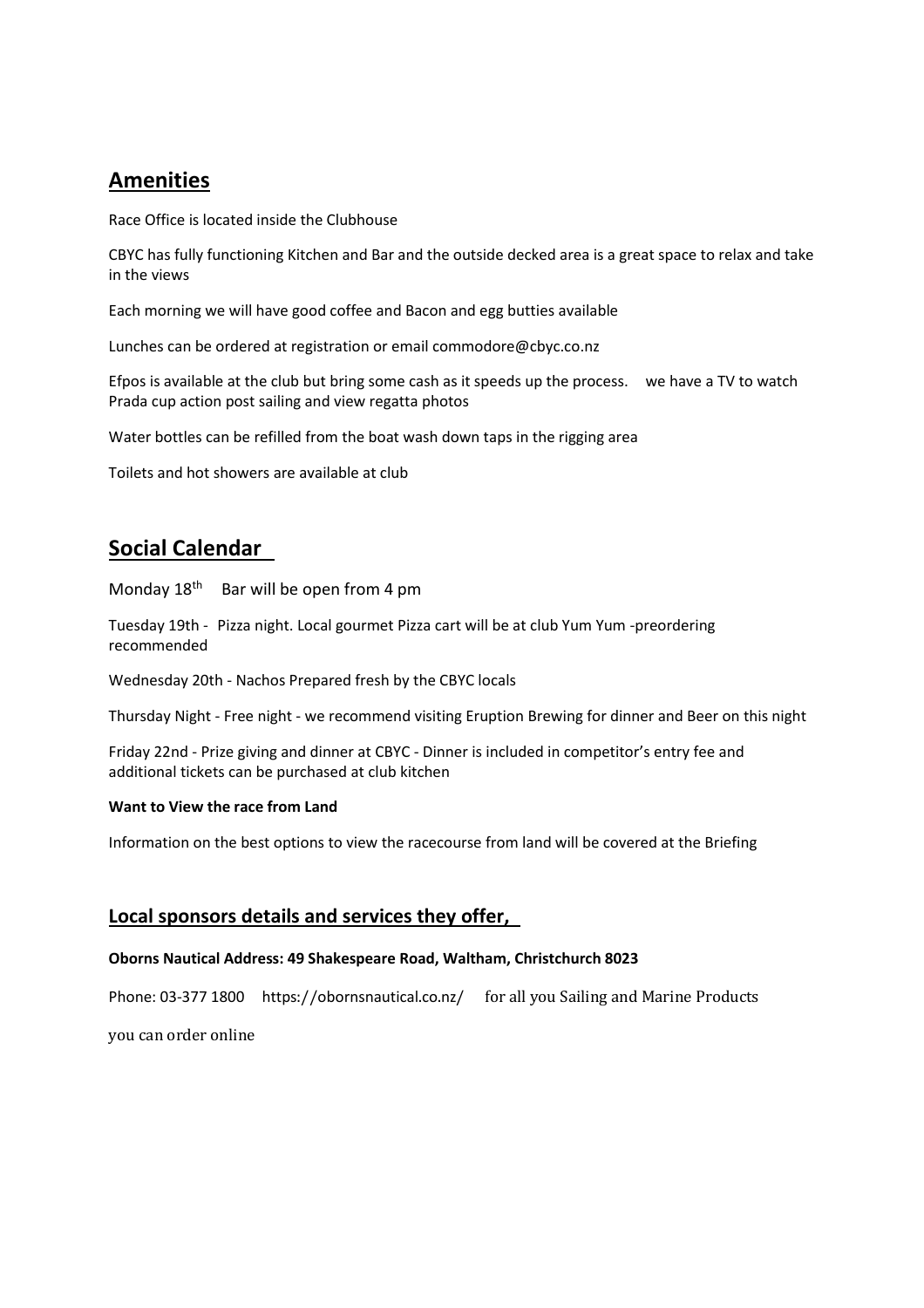## Amenities

Race Office is located inside the Clubhouse

CBYC has fully functioning Kitchen and Bar and the outside decked area is a great space to relax and take in the views

Each morning we will have good coffee and Bacon and egg butties available

Lunches can be ordered at registration or email commodore@cbyc.co.nz

Efpos is available at the club but bring some cash as it speeds up the process. we have a TV to watch Prada cup action post sailing and view regatta photos

Water bottles can be refilled from the boat wash down taps in the rigging area

Toilets and hot showers are available at club

## Social Calendar

Monday 18th Bar will be open from 4 pm

Tuesday 19th - Pizza night. Local gourmet Pizza cart will be at club Yum Yum -preordering recommended

Wednesday 20th - Nachos Prepared fresh by the CBYC locals

Thursday Night - Free night - we recommend visiting Eruption Brewing for dinner and Beer on this night

Friday 22nd - Prize giving and dinner at CBYC - Dinner is included in competitor's entry fee and additional tickets can be purchased at club kitchen

**Want to View the race from Land**

Information on the best options to view the racecourse from land will be covered at the Briefing

## Local sponsors details and services they offer,

**Oborns Nautical Address: 49 Shakespeare Road, Waltham, Christchurch 8023**

Phone: 03-377 1800 https://obornsnautical.co.nz/ for all you Sailing and Marine Products

you can order online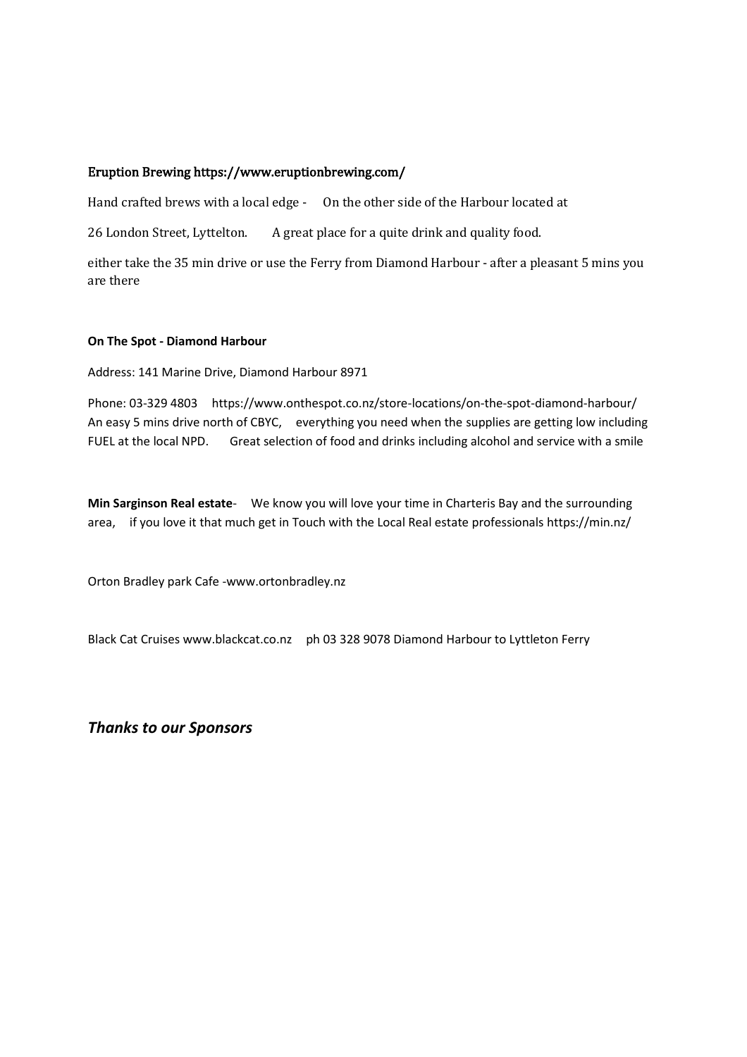Eruption Brewing https://www.eruptionbrewing.com/

Hand crafted brews with a local edge - On the other side of the Harbour located at

26 London Street, Lyttelton. A great place for a quite drink and quality food.

either take the 35 min drive or use the Ferry from Diamond Harbour - after a pleasant 5 mins you are there

**On The Spot - Diamond Harbour**

Address: 141 Marine Drive, Diamond Harbour 8971

Phone: 03-329 4803 https://www.onthespot.co.nz/store-locations/on-the-spot-diamond-harbour/ An easy 5 mins drive north of CBYC, everything you need when the supplies are getting low including FUEL at the local NPD. Great selection of food and drinks including alcohol and service with a smile

**Min Sarginson Real estate**- We know you will love your time in Charteris Bay and the surrounding area, if you love it that much get in Touch with the Local Real estate professionals https://min.nz/

Orton Bradley park Cafe -www.ortonbradley.nz

Black Cat Cruises www.blackcat.co.nz ph 03 328 9078 Diamond Harbour to Lyttleton Ferry

***Thanks to our Sponsors***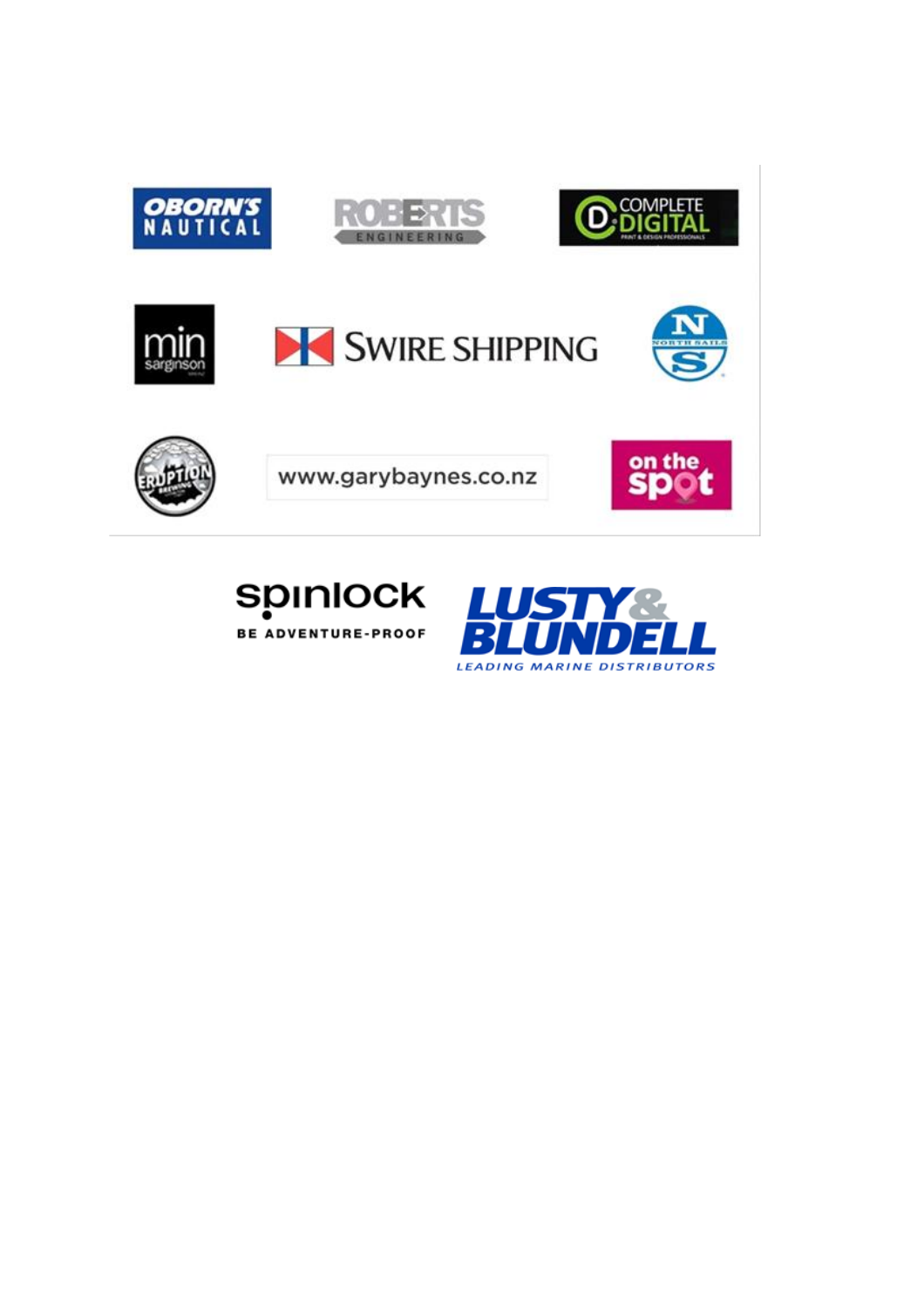OBORN'S NAUTICAL

ROBERTS ENGINEERING

COMPLETE DIGITAL PRINT & DESIGN PROFESSIONALS

min sarginson

SWIRE SHIPPING

NORTH SAILS

ERUPTION BREWING

www.garybaynes.co.nz

on the spot

spinlock BE ADVENTURE-PROOF

LUSTY & BLUNDELL LEADING MARINE DISTRIBUTORS